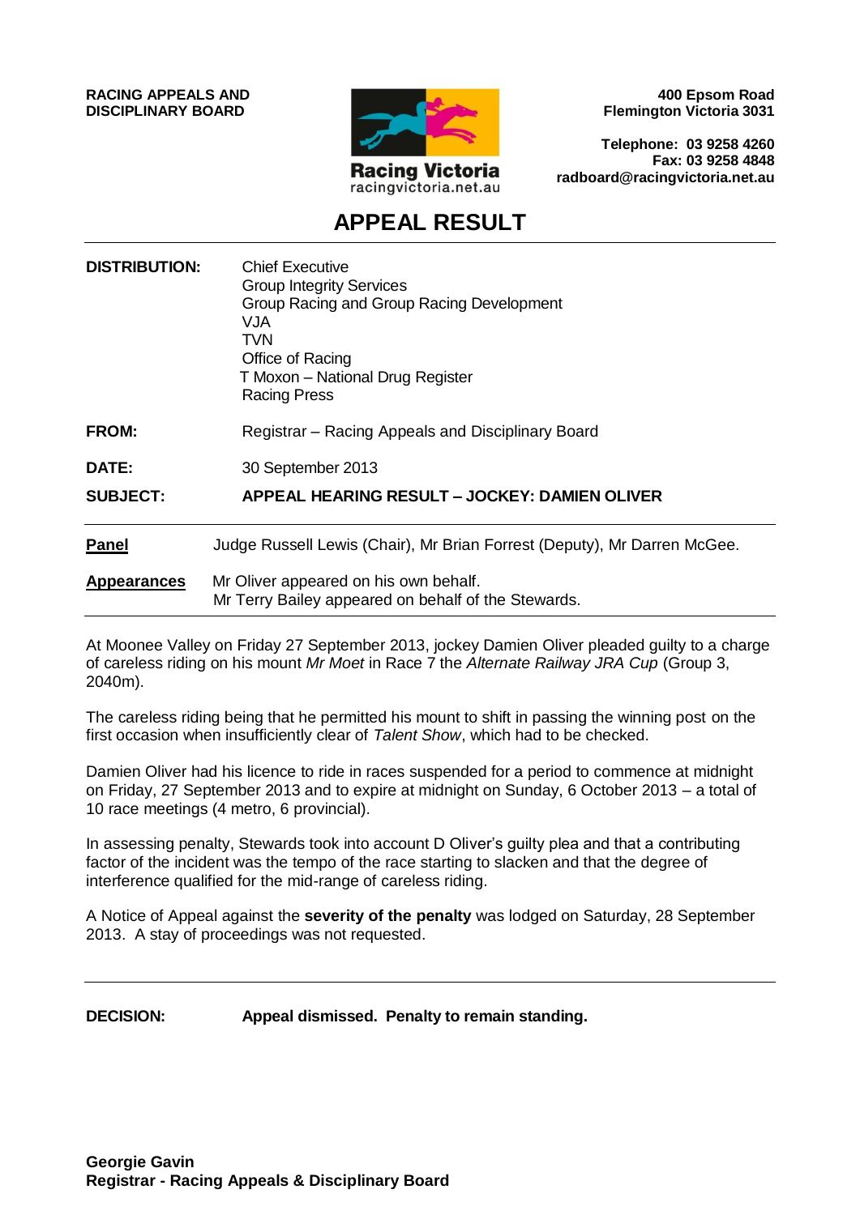**RACING APPEALS AND DISCIPLINARY BOARD**

Racing Victoria
racingvictoria.net.au

**400 Epsom Road**
**Flemington Victoria 3031**

**Telephone: 03 9258 4260**
**Fax: 03 9258 4848**
**radboard@racingvictoria.net.au**

# APPEAL RESULT

**DISTRIBUTION:** Chief Executive
Group Integrity Services
Group Racing and Group Racing Development
VJA
TVN
Office of Racing
T Moxon – National Drug Register
Racing Press

**FROM:** Registrar – Racing Appeals and Disciplinary Board

**DATE:** 30 September 2013

**SUBJECT:** **APPEAL HEARING RESULT – JOCKEY: DAMIEN OLIVER**

**Panel** Judge Russell Lewis (Chair), Mr Brian Forrest (Deputy), Mr Darren McGee.

**Appearances** Mr Oliver appeared on his own behalf.
Mr Terry Bailey appeared on behalf of the Stewards.

At Moonee Valley on Friday 27 September 2013, jockey Damien Oliver pleaded guilty to a charge of careless riding on his mount *Mr Moet* in Race 7 the *Alternate Railway JRA Cup* (Group 3, 2040m).

The careless riding being that he permitted his mount to shift in passing the winning post on the first occasion when insufficiently clear of *Talent Show*, which had to be checked.

Damien Oliver had his licence to ride in races suspended for a period to commence at midnight on Friday, 27 September 2013 and to expire at midnight on Sunday, 6 October 2013 – a total of 10 race meetings (4 metro, 6 provincial).

In assessing penalty, Stewards took into account D Oliver's guilty plea and that a contributing factor of the incident was the tempo of the race starting to slacken and that the degree of interference qualified for the mid-range of careless riding.

A Notice of Appeal against the **severity of the penalty** was lodged on Saturday, 28 September 2013. A stay of proceedings was not requested.

**DECISION:** **Appeal dismissed. Penalty to remain standing.**

**Georgie Gavin**
**Registrar - Racing Appeals & Disciplinary Board**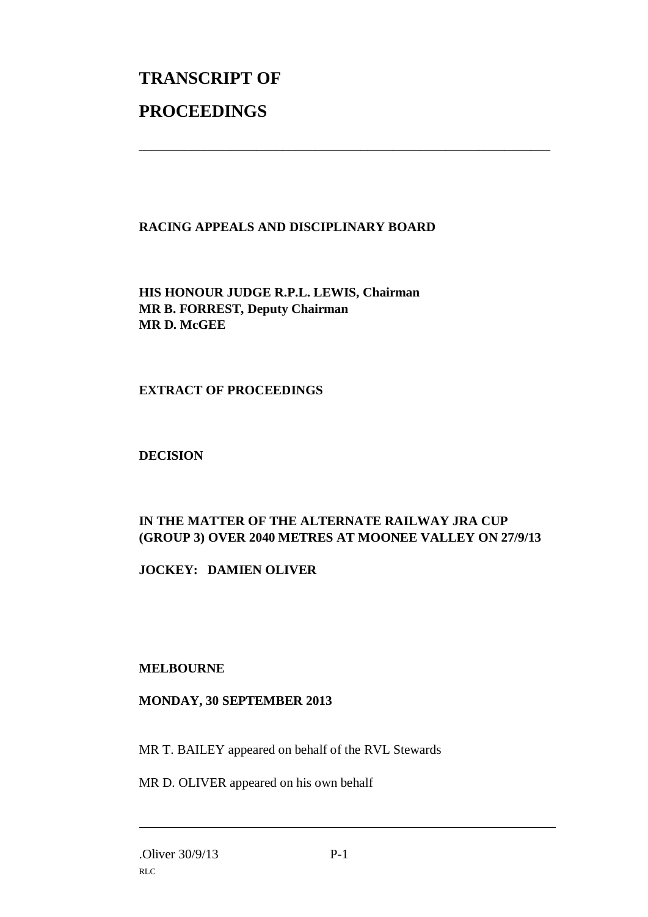# TRANSCRIPT OF

# PROCEEDINGS

---

**RACING APPEALS AND DISCIPLINARY BOARD**

**HIS HONOUR JUDGE R.P.L. LEWIS, Chairman**
**MR B. FORREST, Deputy Chairman**
**MR D. McGEE**

**EXTRACT OF PROCEEDINGS**

**DECISION**

**IN THE MATTER OF THE ALTERNATE RAILWAY JRA CUP (GROUP 3) OVER 2040 METRES AT MOONEE VALLEY ON 27/9/13**

**JOCKEY: DAMIEN OLIVER**

**MELBOURNE**

**MONDAY, 30 SEPTEMBER 2013**

MR T. BAILEY appeared on behalf of the RVL Stewards

MR D. OLIVER appeared on his own behalf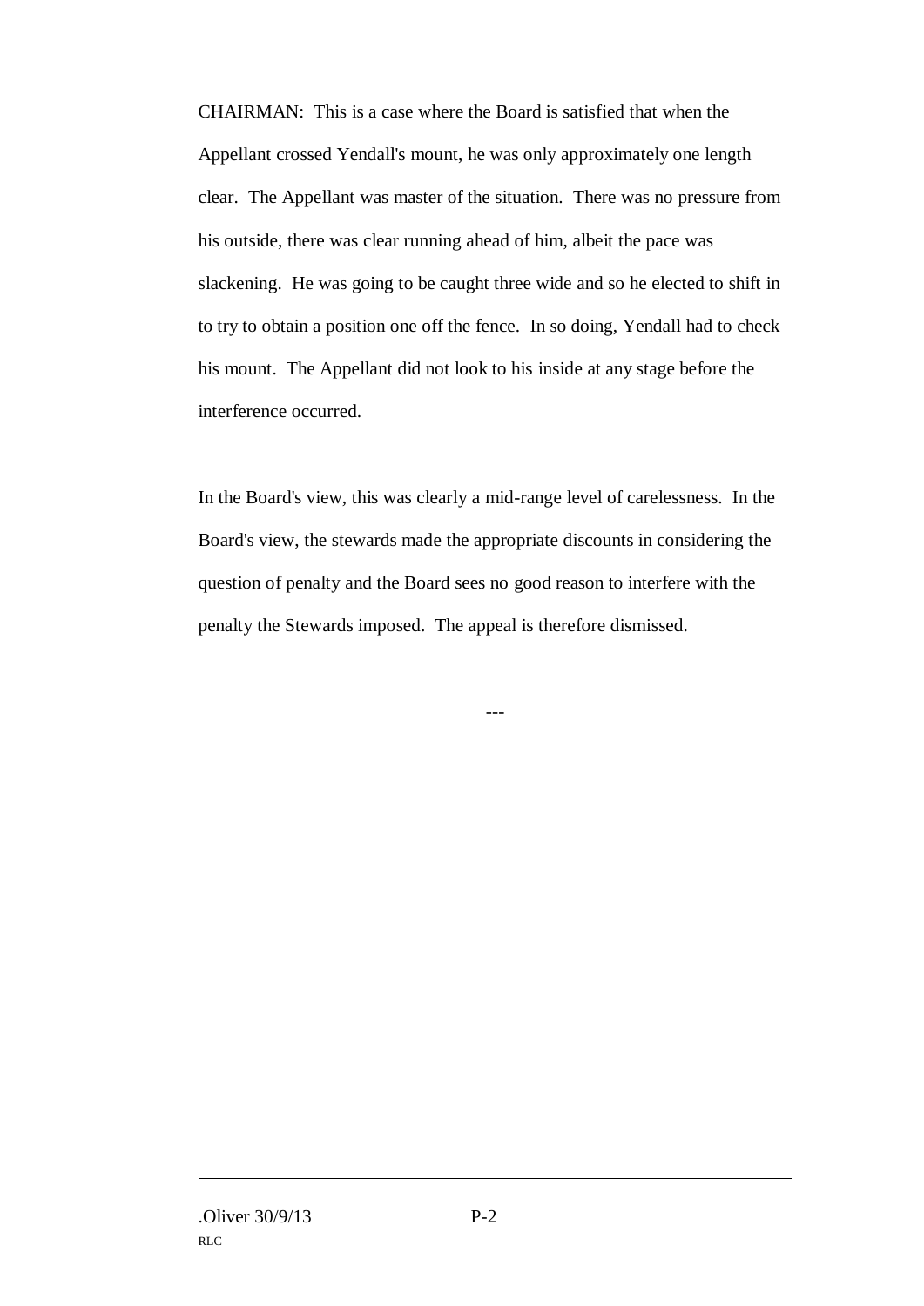CHAIRMAN: This is a case where the Board is satisfied that when the Appellant crossed Yendall's mount, he was only approximately one length clear. The Appellant was master of the situation. There was no pressure from his outside, there was clear running ahead of him, albeit the pace was slackening. He was going to be caught three wide and so he elected to shift in to try to obtain a position one off the fence. In so doing, Yendall had to check his mount. The Appellant did not look to his inside at any stage before the interference occurred.

In the Board's view, this was clearly a mid-range level of carelessness. In the Board's view, the stewards made the appropriate discounts in considering the question of penalty and the Board sees no good reason to interfere with the penalty the Stewards imposed. The appeal is therefore dismissed.

---